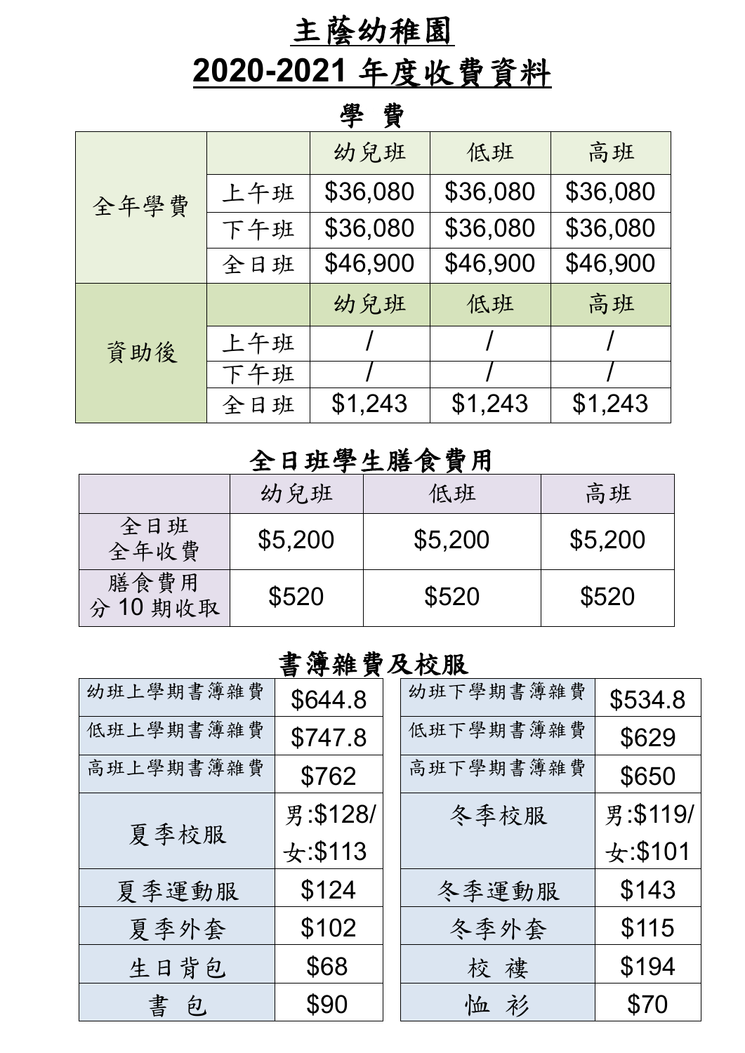# 主蔭幼稚園
# 2020-2021 年度收費資料

## 學 費

| | | 幼兒班 | 低班 | 高班 |
|---|---|---|---|---|
| 全年學費 | 上午班 | $36,080 | $36,080 | $36,080 |
| | 下午班 | $36,080 | $36,080 | $36,080 |
| | 全日班 | $46,900 | $46,900 | $46,900 |
| 資助後 | | 幼兒班 | 低班 | 高班 |
| | 上午班 | / | / | / |
| | 下午班 | / | / | / |
| | 全日班 | $1,243 | $1,243 | $1,243 |

## 全日班學生膳食費用

| | 幼兒班 | 低班 | 高班 |
|---|---|---|---|
| 全日班 全年收費 | $5,200 | $5,200 | $5,200 |
| 膳食費用 分 10 期收取 | $520 | $520 | $520 |

## 書簿雜費及校服

| 項目 | 費用 | 項目 | 費用 |
|---|---|---|---|
| 幼班上學期書簿雜費 | $644.8 | 幼班下學期書簿雜費 | $534.8 |
| 低班上學期書簿雜費 | $747.8 | 低班下學期書簿雜費 | $629 |
| 高班上學期書簿雜費 | $762 | 高班下學期書簿雜費 | $650 |
| 夏季校服 | 男:$128/ 女:$113 | 冬季校服 | 男:$119/ 女:$101 |
| 夏季運動服 | $124 | 冬季運動服 | $143 |
| 夏季外套 | $102 | 冬季外套 | $115 |
| 生日背包 | $68 | 校 褸 | $194 |
| 書 包 | $90 | 恤 衫 | $70 |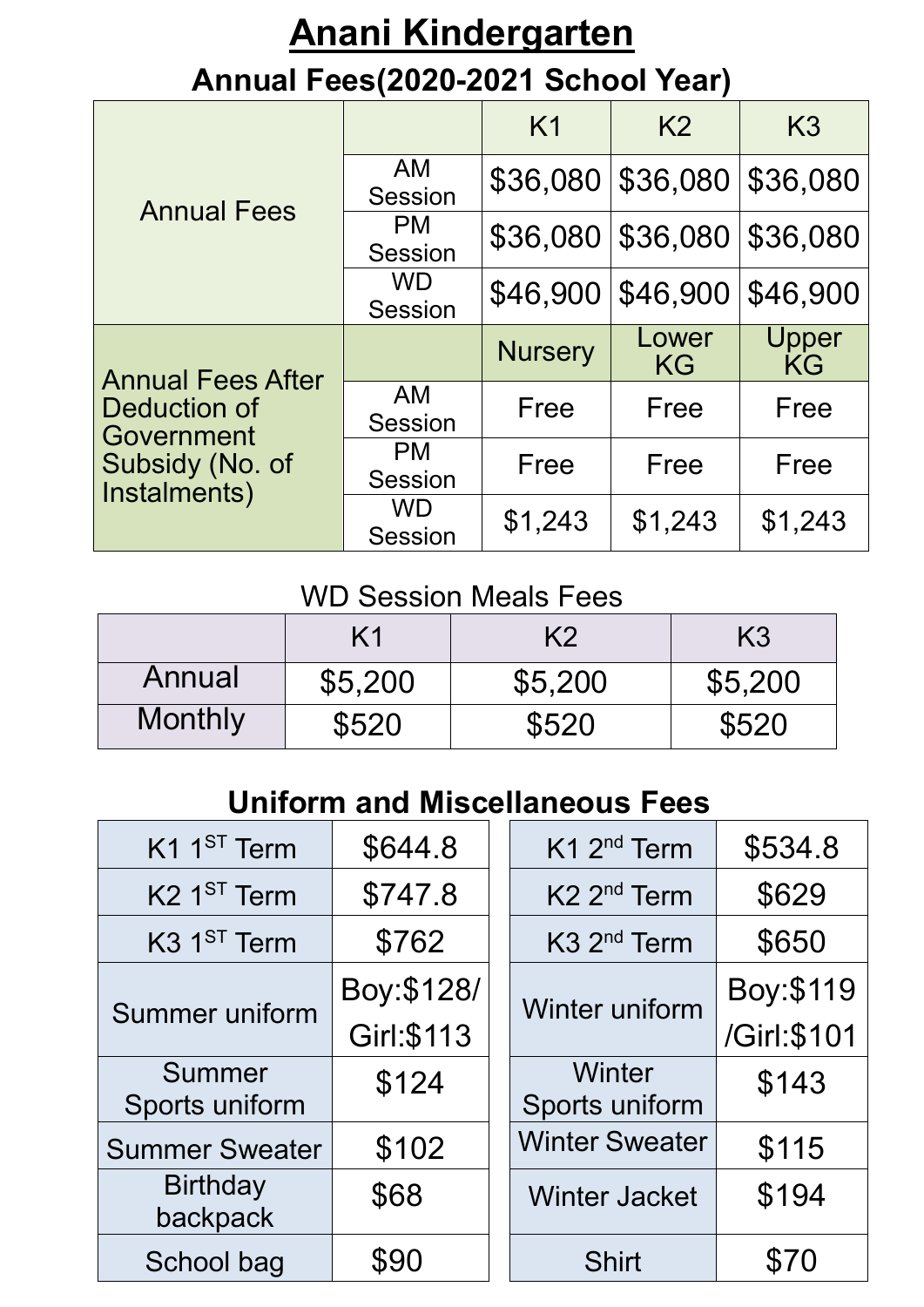# Anani Kindergarten

## Annual Fees(2020-2021 School Year)

| | | K1 | K2 | K3 |
|---|---|---|---|---|
| Annual Fees | AM Session | $36,080 | $36,080 | $36,080 |
| | PM Session | $36,080 | $36,080 | $36,080 |
| | WD Session | $46,900 | $46,900 | $46,900 |
| Annual Fees After Deduction of Government Subsidy (No. of Instalments) | | Nursery | Lower KG | Upper KG |
| | AM Session | Free | Free | Free |
| | PM Session | Free | Free | Free |
| | WD Session | $1,243 | $1,243 | $1,243 |

WD Session Meals Fees

| | K1 | K2 | K3 |
|---|---|---|---|
| Annual | $5,200 | $5,200 | $5,200 |
| Monthly | $520 | $520 | $520 |

## Uniform and Miscellaneous Fees

| | | | |
|---|---|---|---|
| K1 1ST Term | $644.8 | K1 2nd Term | $534.8 |
| K2 1ST Term | $747.8 | K2 2nd Term | $629 |
| K3 1ST Term | $762 | K3 2nd Term | $650 |
| Summer uniform | Boy:$128/ Girl:$113 | Winter uniform | Boy:$119 /Girl:$101 |
| Summer Sports uniform | $124 | Winter Sports uniform | $143 |
| Summer Sweater | $102 | Winter Sweater | $115 |
| Birthday backpack | $68 | Winter Jacket | $194 |
| School bag | $90 | Shirt | $70 |